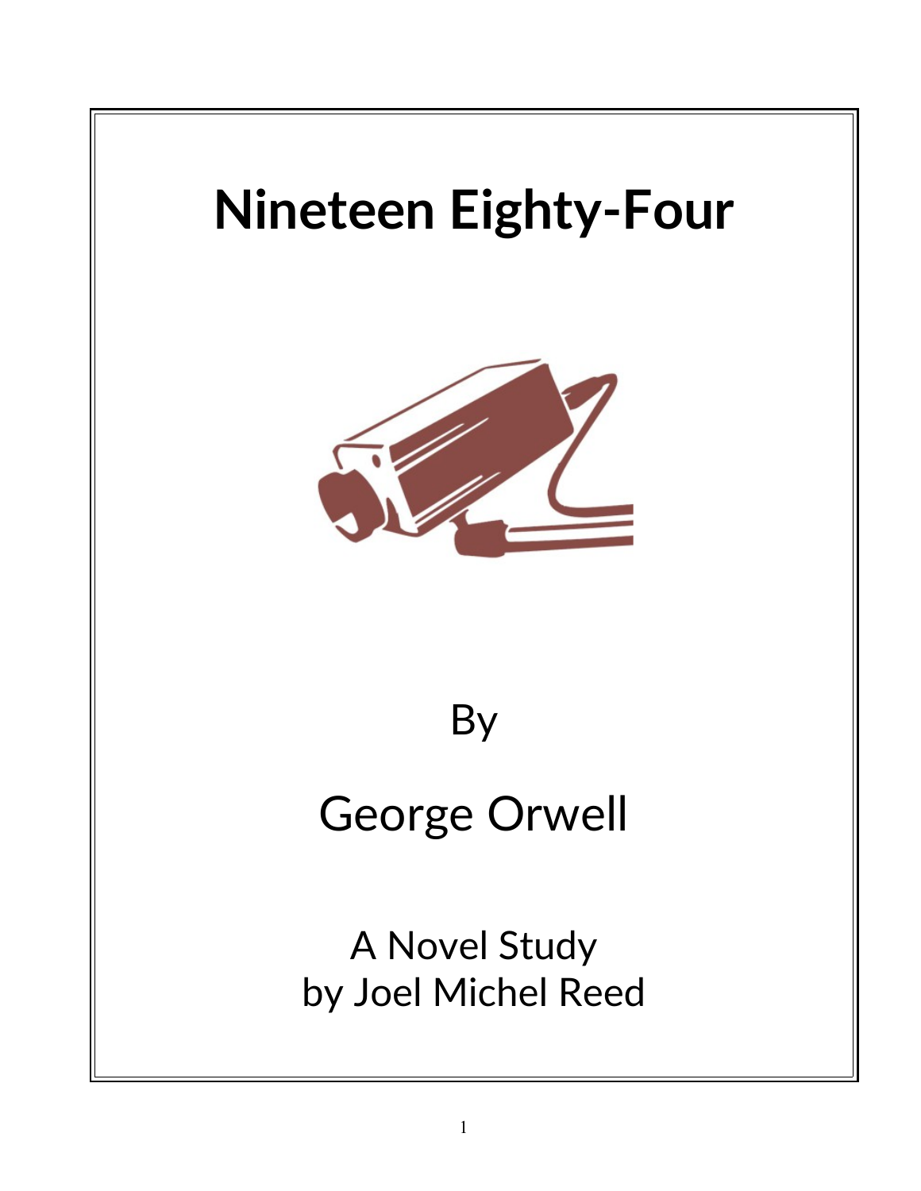# Nineteen Eighty-Four

By

George Orwell

A Novel Study
by Joel Michel Reed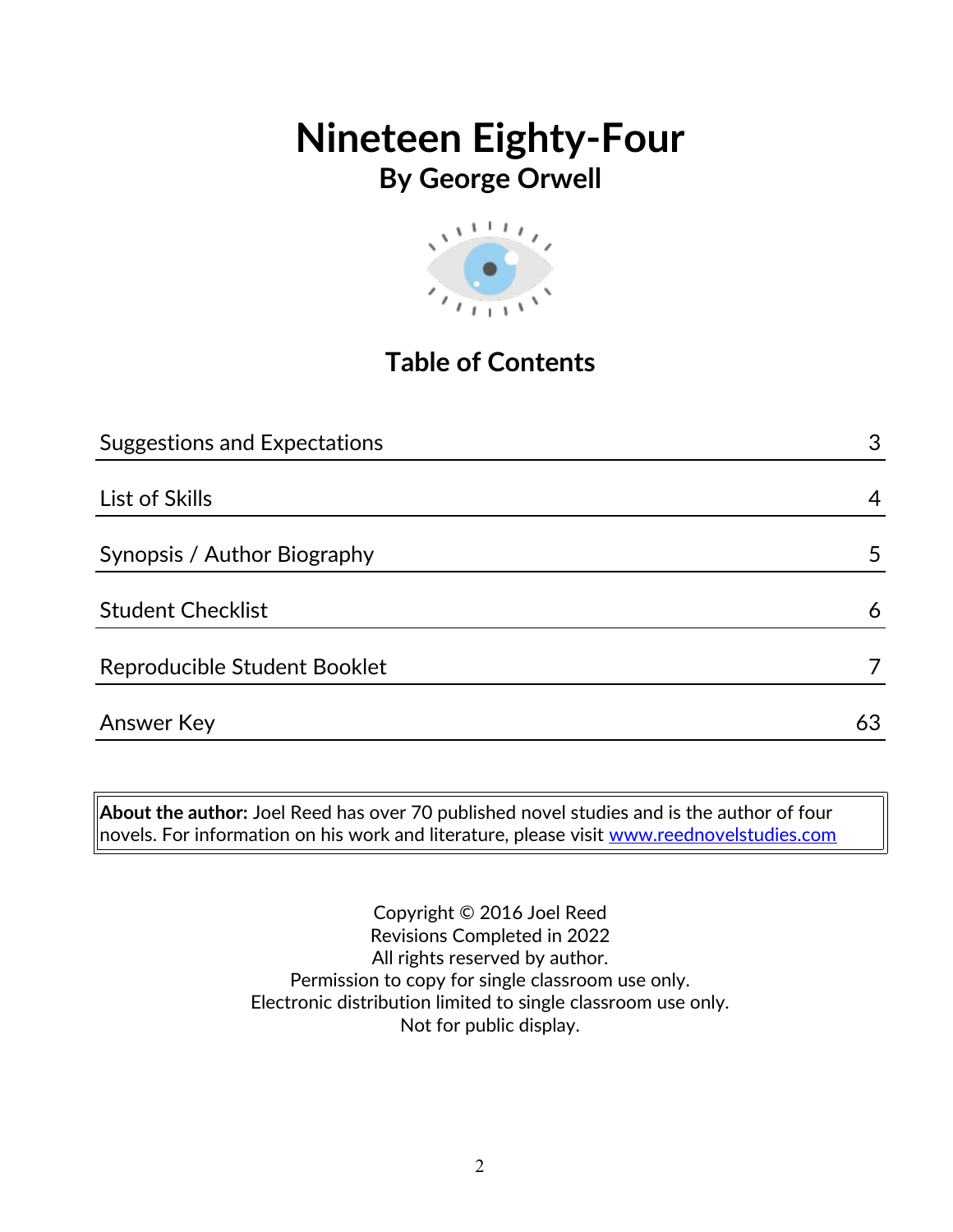# Nineteen Eighty-Four

## By George Orwell

## Table of Contents

| | |
|---|---|
| Suggestions and Expectations | 3 |
| List of Skills | 4 |
| Synopsis / Author Biography | 5 |
| Student Checklist | 6 |
| Reproducible Student Booklet | 7 |
| Answer Key | 63 |

**About the author:** Joel Reed has over 70 published novel studies and is the author of four novels. For information on his work and literature, please visit www.reednovelstudies.com

Copyright © 2016 Joel Reed
Revisions Completed in 2022
All rights reserved by author.
Permission to copy for single classroom use only.
Electronic distribution limited to single classroom use only.
Not for public display.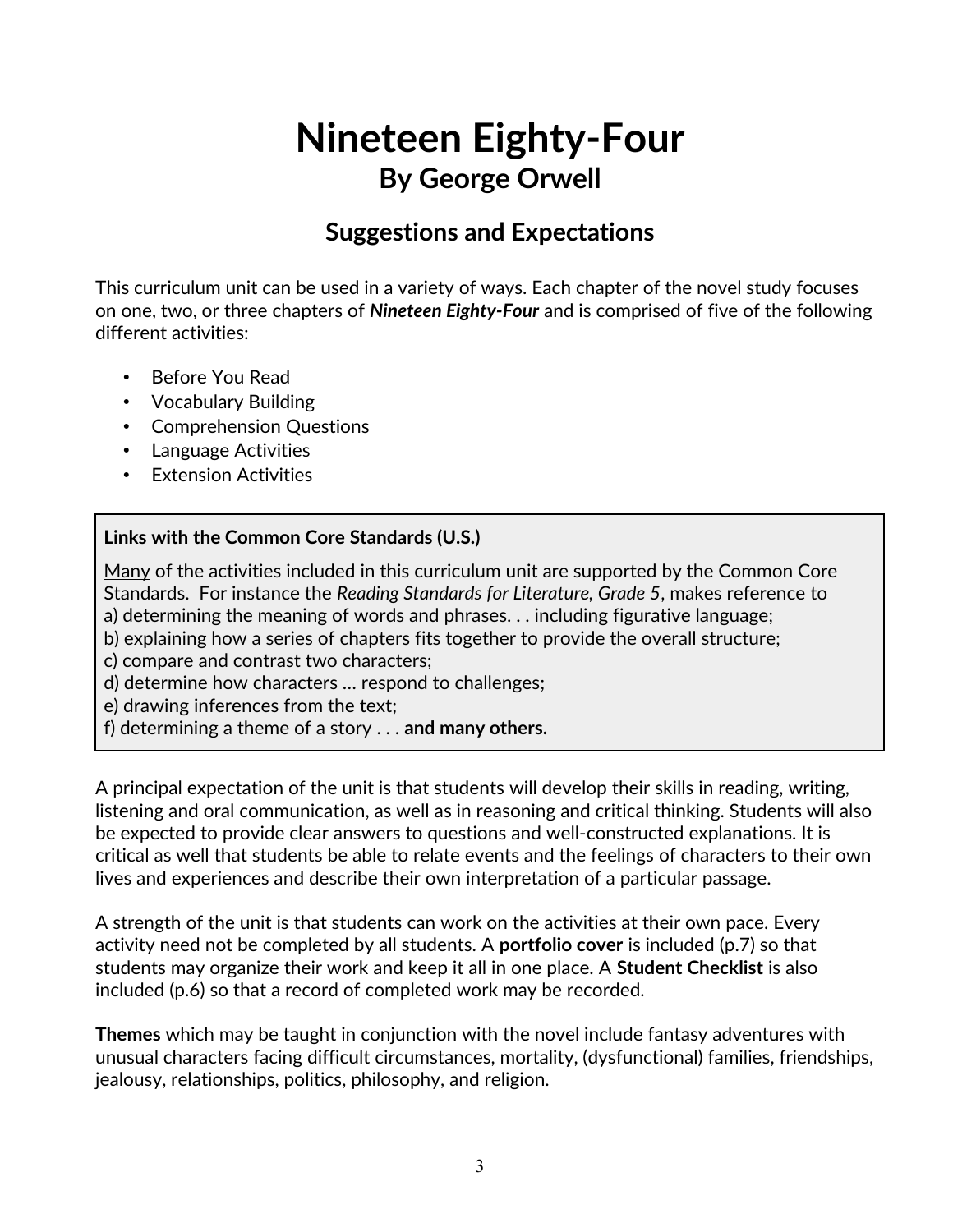# Nineteen Eighty-Four

## By George Orwell

### Suggestions and Expectations

This curriculum unit can be used in a variety of ways. Each chapter of the novel study focuses on one, two, or three chapters of ***Nineteen Eighty-Four*** and is comprised of five of the following different activities:

- Before You Read
- Vocabulary Building
- Comprehension Questions
- Language Activities
- Extension Activities

**Links with the Common Core Standards (U.S.)**

<u>Many</u> of the activities included in this curriculum unit are supported by the Common Core Standards. For instance the *Reading Standards for Literature, Grade 5*, makes reference to
a) determining the meaning of words and phrases. . . including figurative language;
b) explaining how a series of chapters fits together to provide the overall structure;
c) compare and contrast two characters;
d) determine how characters … respond to challenges;
e) drawing inferences from the text;
f) determining a theme of a story . . . **and many others.**

A principal expectation of the unit is that students will develop their skills in reading, writing, listening and oral communication, as well as in reasoning and critical thinking. Students will also be expected to provide clear answers to questions and well-constructed explanations. It is critical as well that students be able to relate events and the feelings of characters to their own lives and experiences and describe their own interpretation of a particular passage.

A strength of the unit is that students can work on the activities at their own pace. Every activity need not be completed by all students. A **portfolio cover** is included (p.7) so that students may organize their work and keep it all in one place. A **Student Checklist** is also included (p.6) so that a record of completed work may be recorded.

**Themes** which may be taught in conjunction with the novel include fantasy adventures with unusual characters facing difficult circumstances, mortality, (dysfunctional) families, friendships, jealousy, relationships, politics, philosophy, and religion.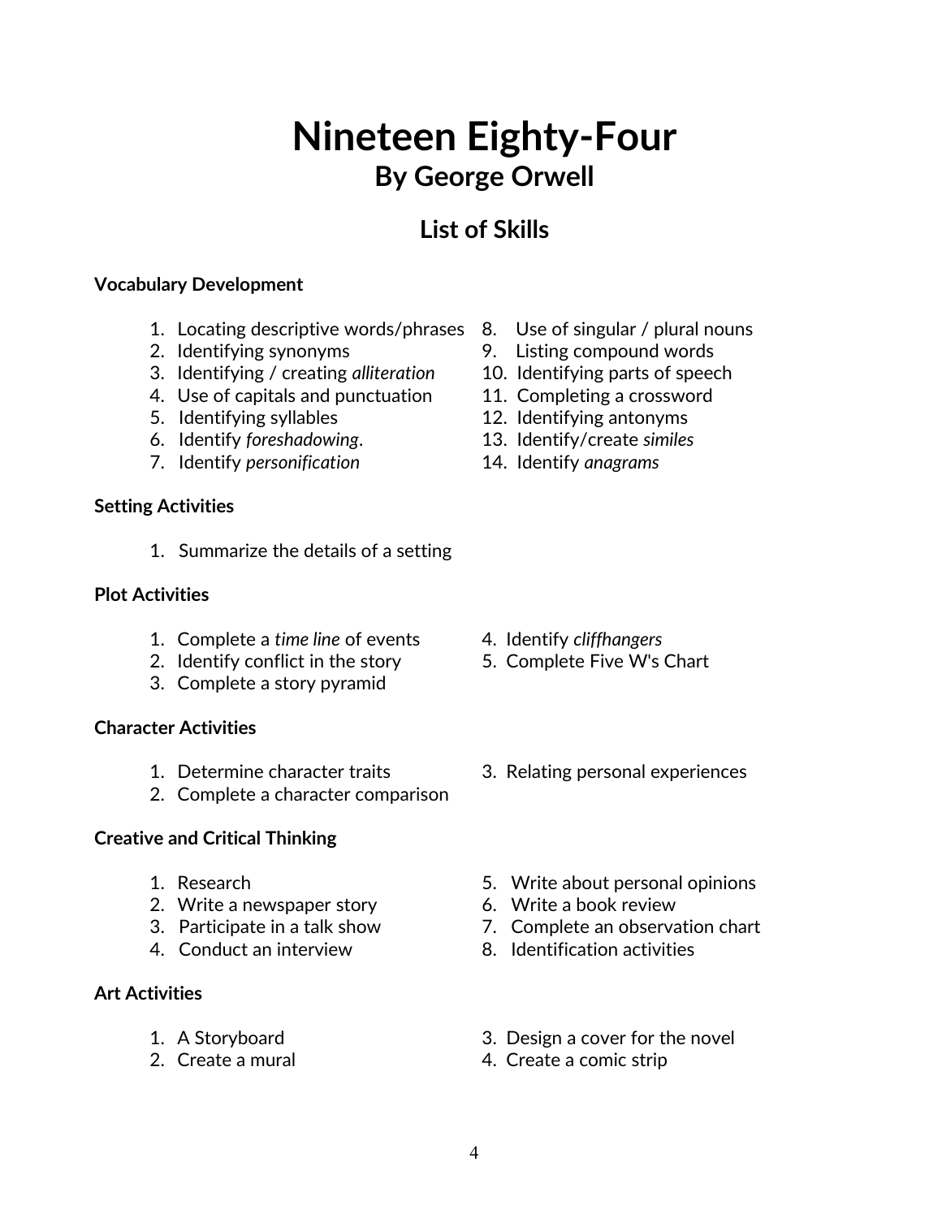# Nineteen Eighty-Four

## By George Orwell

### List of Skills

**Vocabulary Development**

1. Locating descriptive words/phrases
2. Identifying synonyms
3. Identifying / creating *alliteration*
4. Use of capitals and punctuation
5. Identifying syllables
6. Identify *foreshadowing*.
7. Identify *personification*
8. Use of singular / plural nouns
9. Listing compound words
10. Identifying parts of speech
11. Completing a crossword
12. Identifying antonyms
13. Identify/create *similes*
14. Identify *anagrams*

**Setting Activities**

1. Summarize the details of a setting

**Plot Activities**

1. Complete a *time line* of events
2. Identify conflict in the story
3. Complete a story pyramid
4. Identify *cliffhangers*
5. Complete Five W's Chart

**Character Activities**

1. Determine character traits
2. Complete a character comparison
3. Relating personal experiences

**Creative and Critical Thinking**

1. Research
2. Write a newspaper story
3. Participate in a talk show
4. Conduct an interview
5. Write about personal opinions
6. Write a book review
7. Complete an observation chart
8. Identification activities

**Art Activities**

1. A Storyboard
2. Create a mural
3. Design a cover for the novel
4. Create a comic strip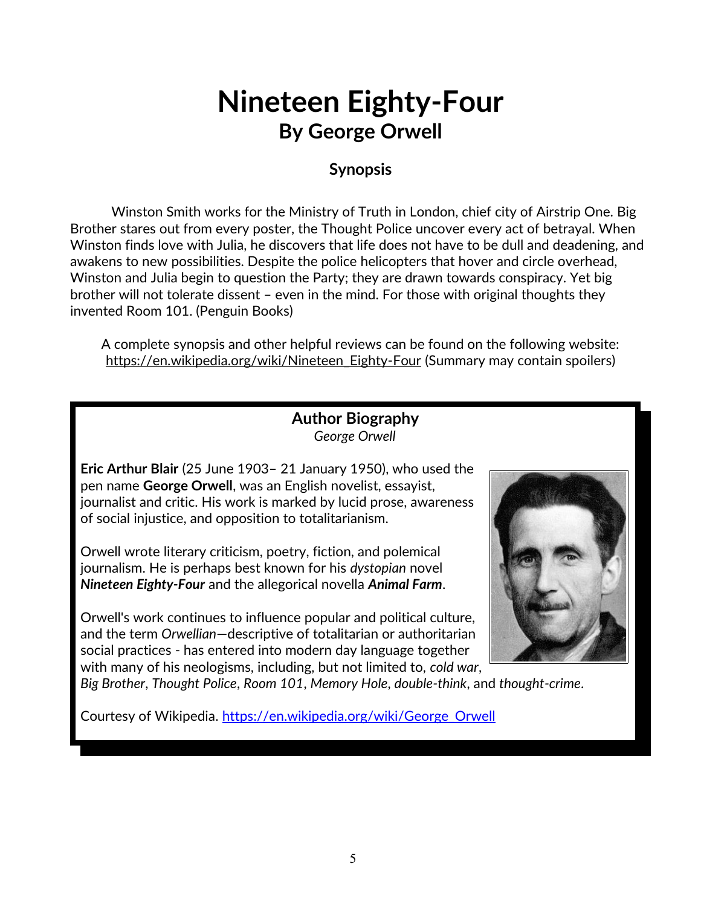# Nineteen Eighty-Four
## By George Orwell

### Synopsis

Winston Smith works for the Ministry of Truth in London, chief city of Airstrip One. Big Brother stares out from every poster, the Thought Police uncover every act of betrayal. When Winston finds love with Julia, he discovers that life does not have to be dull and deadening, and awakens to new possibilities. Despite the police helicopters that hover and circle overhead, Winston and Julia begin to question the Party; they are drawn towards conspiracy. Yet big brother will not tolerate dissent – even in the mind. For those with original thoughts they invented Room 101. (Penguin Books)

A complete synopsis and other helpful reviews can be found on the following website: https://en.wikipedia.org/wiki/Nineteen_Eighty-Four (Summary may contain spoilers)

### Author Biography
*George Orwell*

**Eric Arthur Blair** (25 June 1903– 21 January 1950), who used the pen name **George Orwell**, was an English novelist, essayist, journalist and critic. His work is marked by lucid prose, awareness of social injustice, and opposition to totalitarianism.

Orwell wrote literary criticism, poetry, fiction, and polemical journalism. He is perhaps best known for his *dystopian* novel ***Nineteen Eighty-Four*** and the allegorical novella ***Animal Farm***.

Orwell's work continues to influence popular and political culture, and the term *Orwellian*—descriptive of totalitarian or authoritarian social practices - has entered into modern day language together with many of his neologisms, including, but not limited to, *cold war*, *Big Brother*, *Thought Police*, *Room 101*, *Memory Hole*, *double-think*, and *thought-crime*.

Courtesy of Wikipedia. https://en.wikipedia.org/wiki/George_Orwell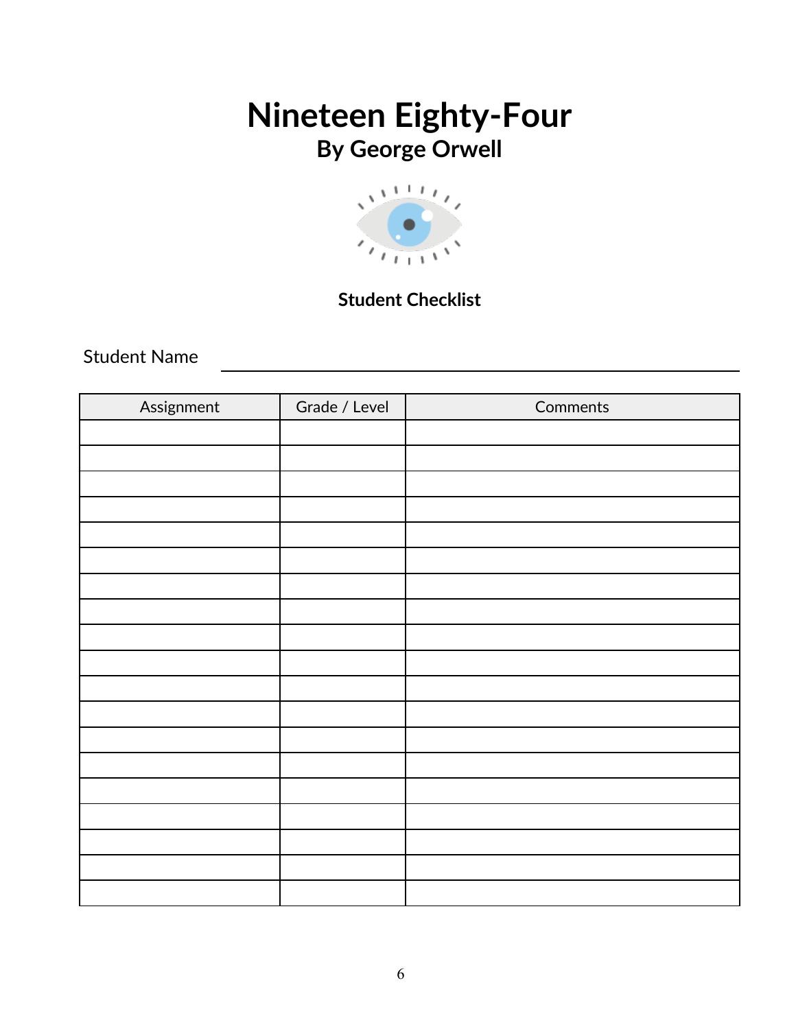# Nineteen Eighty-Four

## By George Orwell

**Student Checklist**

Student Name ______________________________

| Assignment | Grade / Level | Comments |
|---|---|---|
| | | |
| | | |
| | | |
| | | |
| | | |
| | | |
| | | |
| | | |
| | | |
| | | |
| | | |
| | | |
| | | |
| | | |
| | | |
| | | |
| | | |
| | | |
| | | |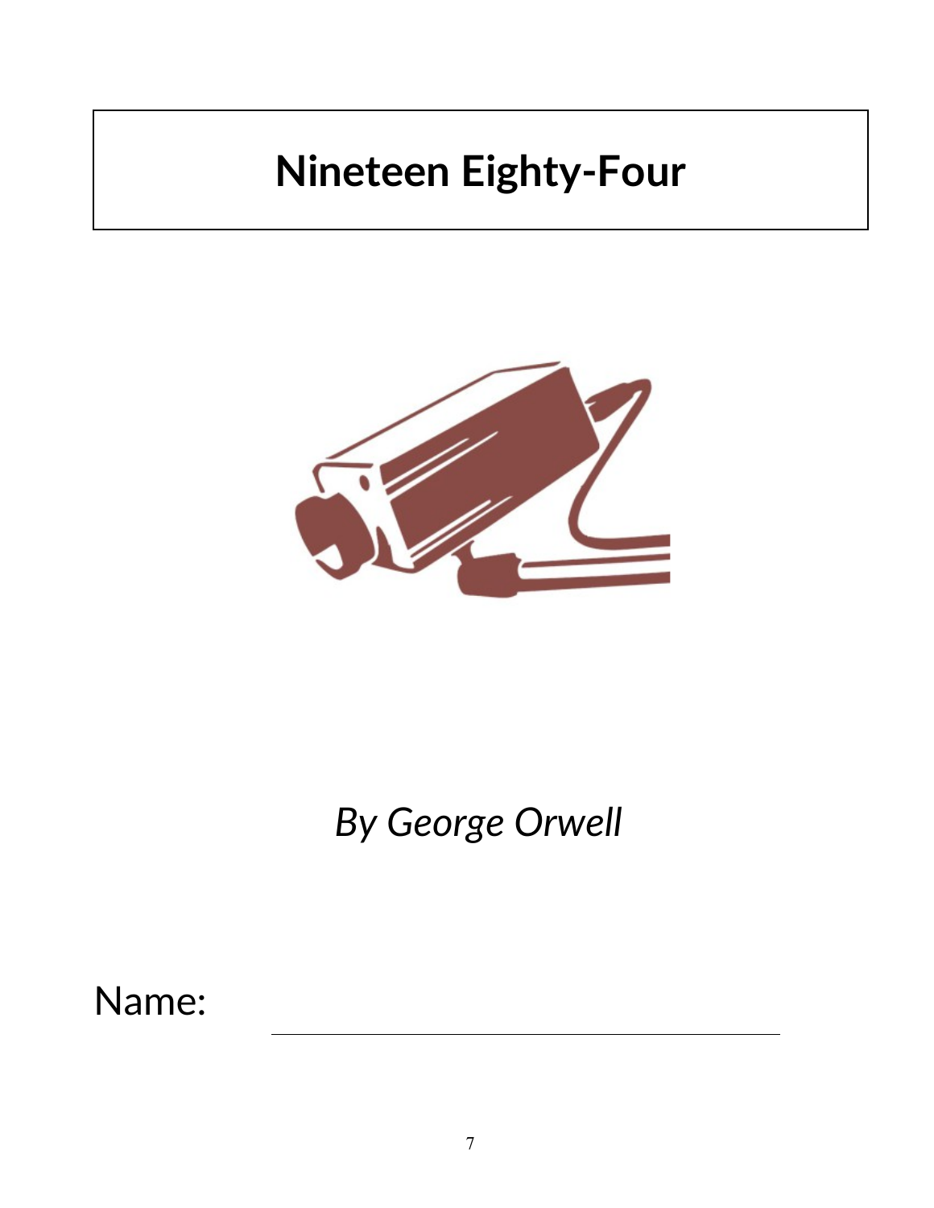# Nineteen Eighty-Four

*By George Orwell*

Name: ______________________________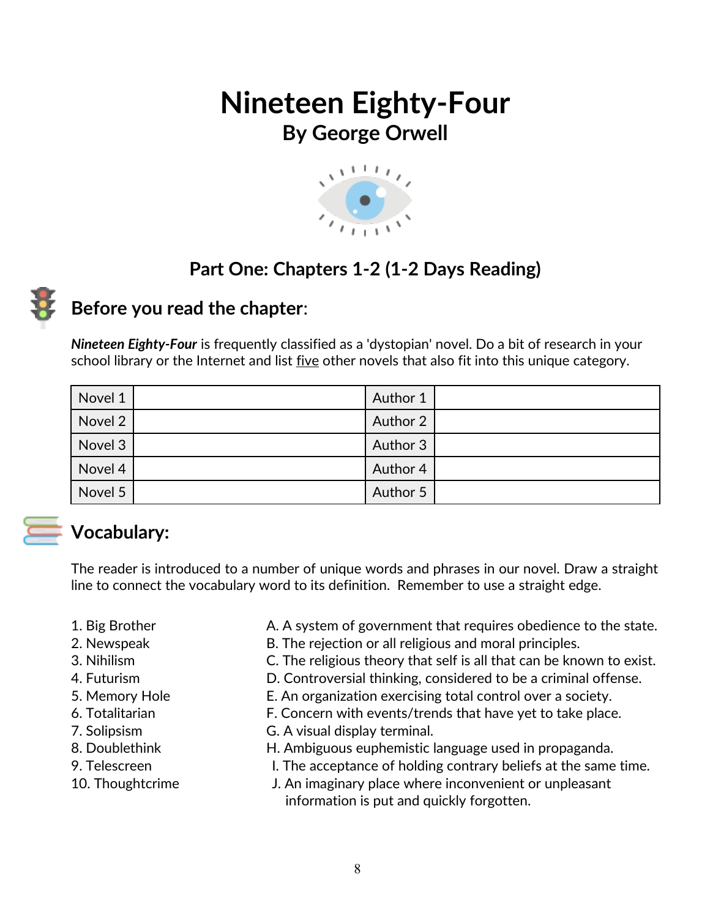# Nineteen Eighty-Four

## By George Orwell

### Part One: Chapters 1-2 (1-2 Days Reading)

## Before you read the chapter:

***Nineteen Eighty-Four*** is frequently classified as a 'dystopian' novel. Do a bit of research in your school library or the Internet and list five other novels that also fit into this unique category.

| Novel 1 | | Author 1 | |
|---|---|---|---|
| Novel 2 | | Author 2 | |
| Novel 3 | | Author 3 | |
| Novel 4 | | Author 4 | |
| Novel 5 | | Author 5 | |

## Vocabulary:

The reader is introduced to a number of unique words and phrases in our novel. Draw a straight line to connect the vocabulary word to its definition. Remember to use a straight edge.

1. Big Brother
2. Newspeak
3. Nihilism
4. Futurism
5. Memory Hole
6. Totalitarian
7. Solipsism
8. Doublethink
9. Telescreen
10. Thoughtcrime

A. A system of government that requires obedience to the state.
B. The rejection or all religious and moral principles.
C. The religious theory that self is all that can be known to exist.
D. Controversial thinking, considered to be a criminal offense.
E. An organization exercising total control over a society.
F. Concern with events/trends that have yet to take place.
G. A visual display terminal.
H. Ambiguous euphemistic language used in propaganda.
I. The acceptance of holding contrary beliefs at the same time.
J. An imaginary place where inconvenient or unpleasant information is put and quickly forgotten.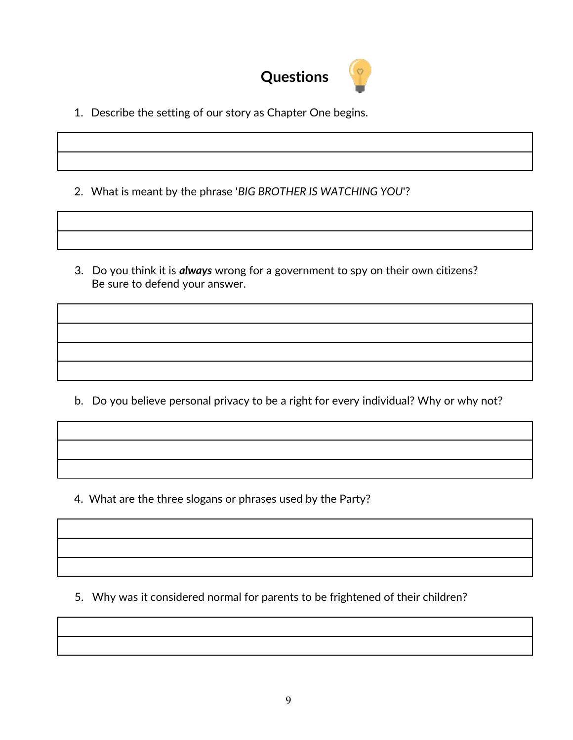## Questions

1. Describe the setting of our story as Chapter One begins.

2. What is meant by the phrase '*BIG BROTHER IS WATCHING YOU*'?

3. Do you think it is ***always*** wrong for a government to spy on their own citizens? Be sure to defend your answer.

b. Do you believe personal privacy to be a right for every individual? Why or why not?

4. What are the <u>three</u> slogans or phrases used by the Party?

5. Why was it considered normal for parents to be frightened of their children?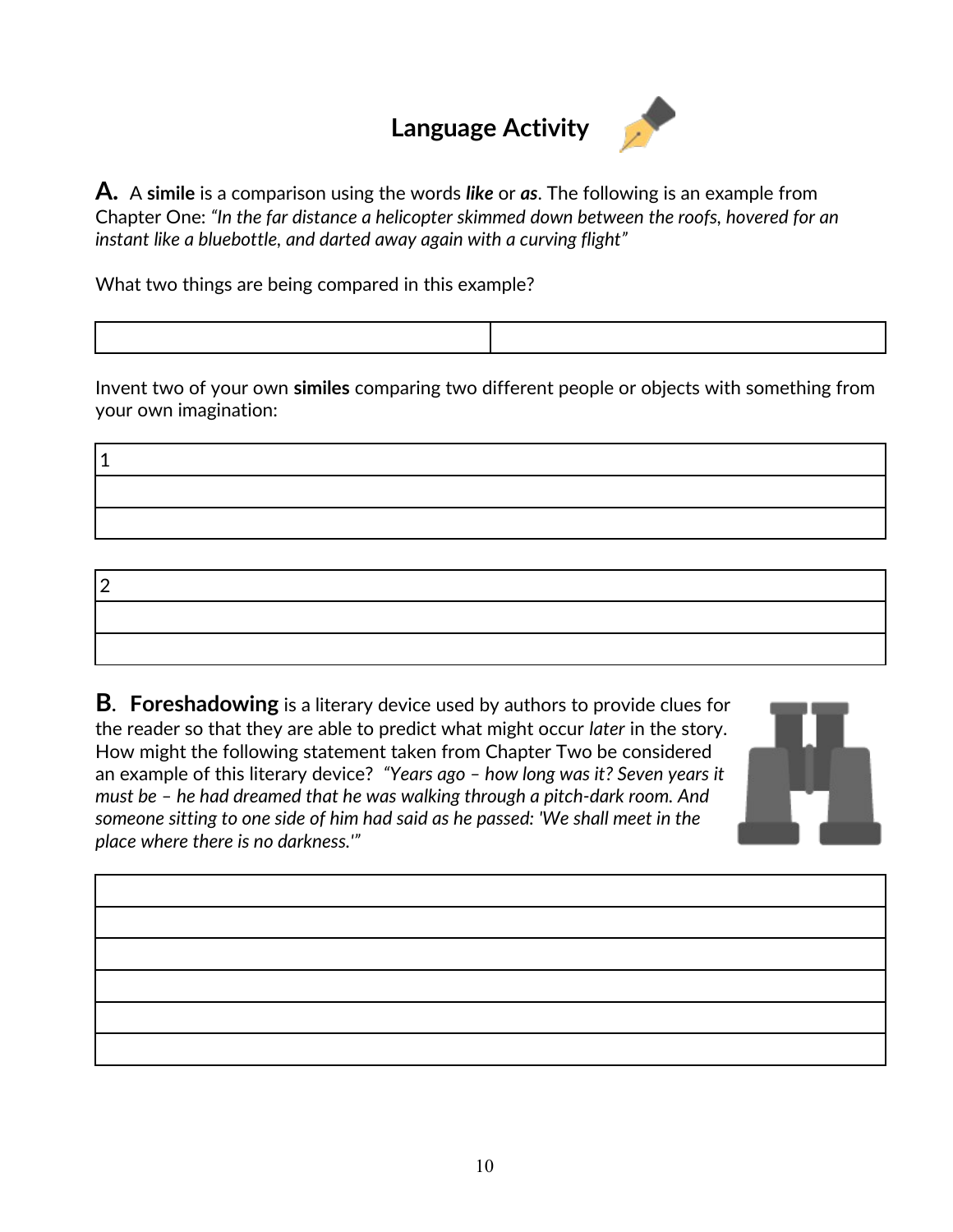# Language Activity

**A.** A **simile** is a comparison using the words ***like*** or ***as***. The following is an example from Chapter One: *"In the far distance a helicopter skimmed down between the roofs, hovered for an instant like a bluebottle, and darted away again with a curving flight"*

What two things are being compared in this example?

| | |
|---|---|
| | |

Invent two of your own **similes** comparing two different people or objects with something from your own imagination:

| 1 |
|---|
| |
| |

| 2 |
|---|
| |
| |

**B**. **Foreshadowing** is a literary device used by authors to provide clues for the reader so that they are able to predict what might occur *later* in the story. How might the following statement taken from Chapter Two be considered an example of this literary device? *"Years ago – how long was it? Seven years it must be – he had dreamed that he was walking through a pitch-dark room. And someone sitting to one side of him had said as he passed: 'We shall meet in the place where there is no darkness.'"*

| |
|---|
| |
| |
| |
| |
| |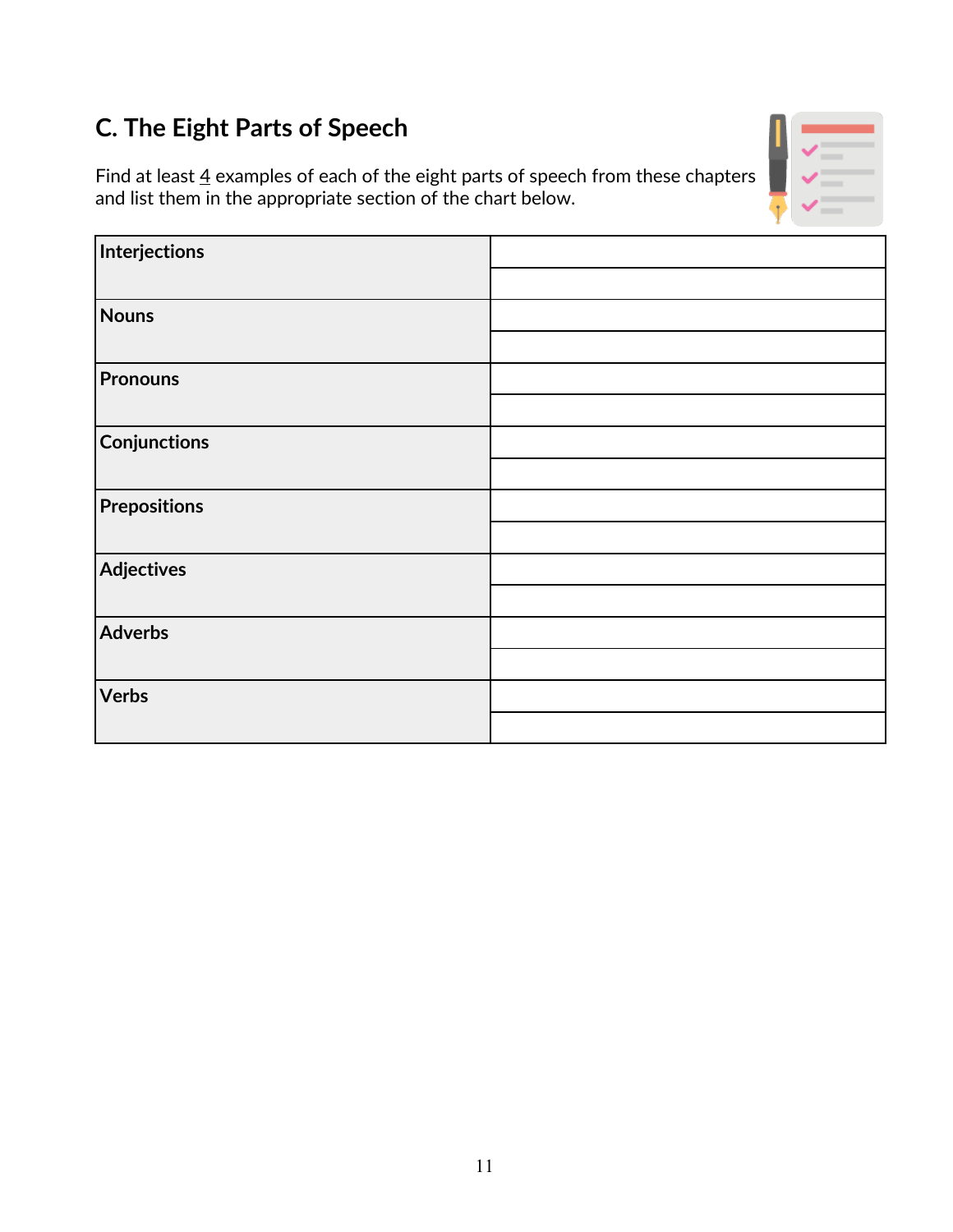## C. The Eight Parts of Speech

Find at least 4 examples of each of the eight parts of speech from these chapters and list them in the appropriate section of the chart below.

| | |
|---|---|
| **Interjections** | |
| | |
| **Nouns** | |
| | |
| **Pronouns** | |
| | |
| **Conjunctions** | |
| | |
| **Prepositions** | |
| | |
| **Adjectives** | |
| | |
| **Adverbs** | |
| | |
| **Verbs** | |
| | |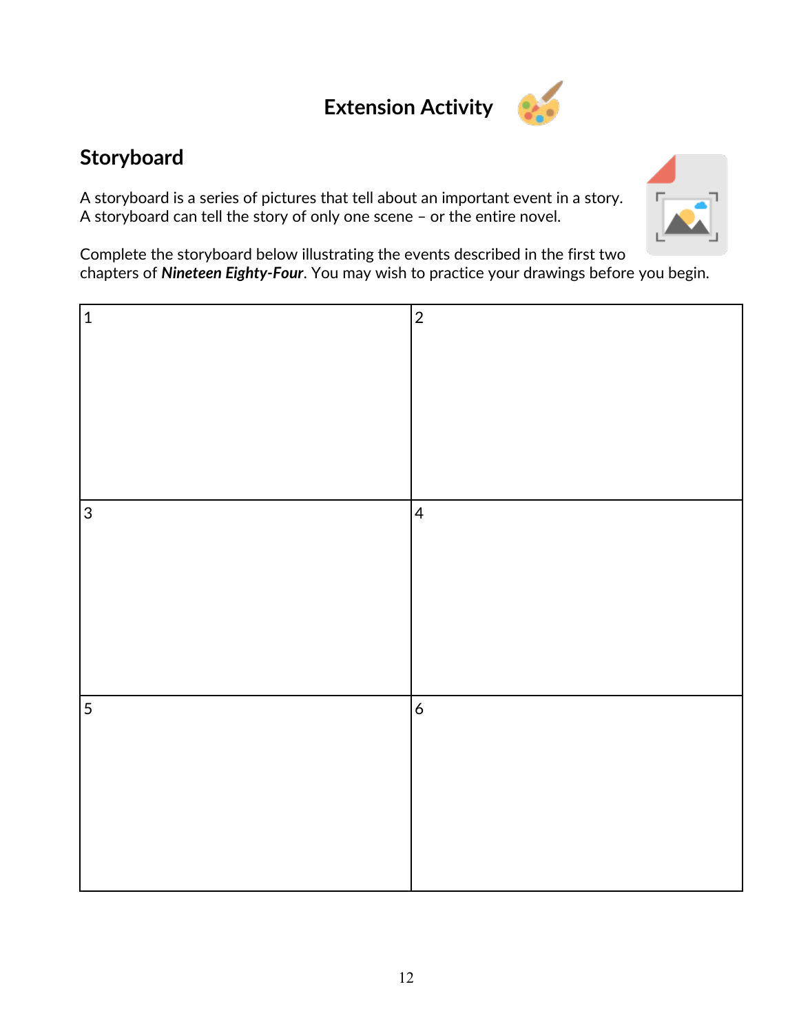# Extension Activity

## Storyboard

A storyboard is a series of pictures that tell about an important event in a story. A storyboard can tell the story of only one scene – or the entire novel.

Complete the storyboard below illustrating the events described in the first two chapters of ***Nineteen Eighty-Four***. You may wish to practice your drawings before you begin.

| | |
|---|---|
| 1 | 2 |
| 3 | 4 |
| 5 | 6 |